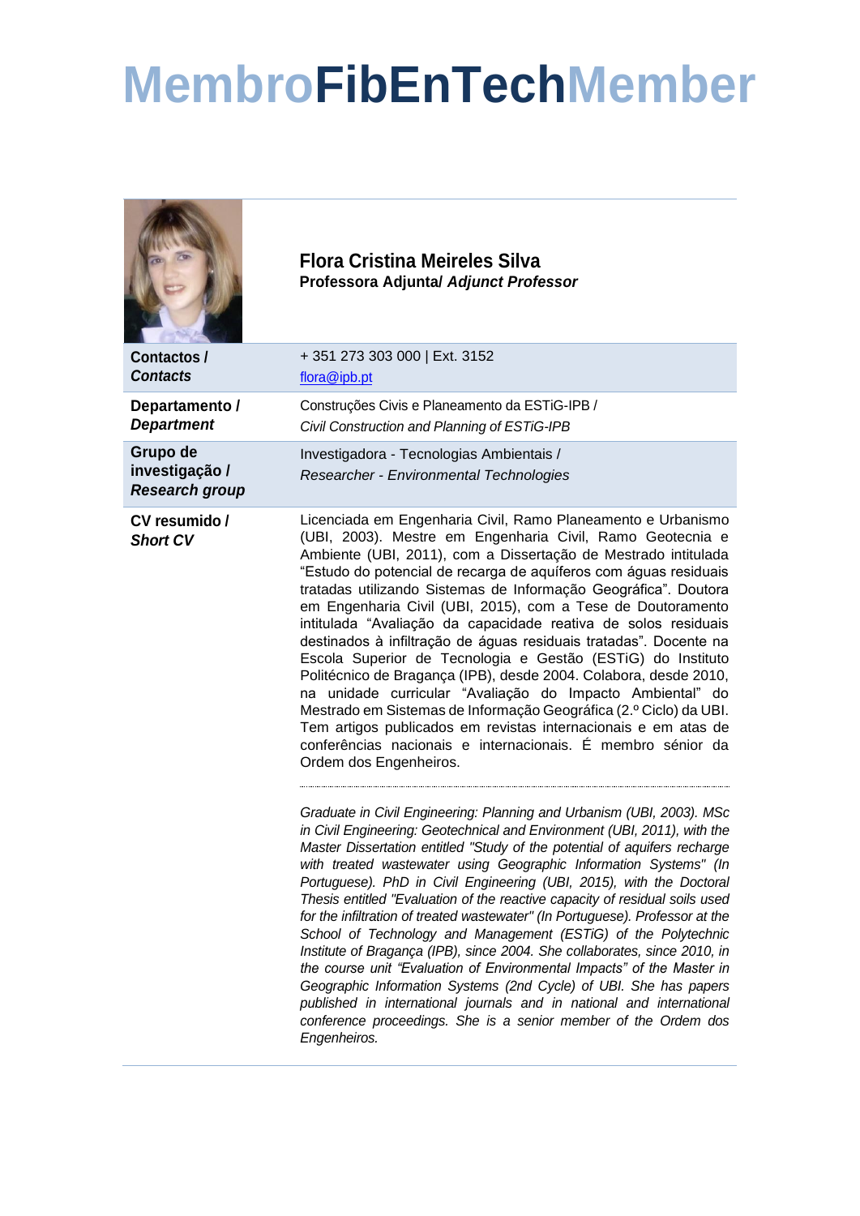# MembroFibEnTechMember

**Flora Cristina Meireles Silva**
**Professora Adjunta/ *Adjunct Professor***

| | |
|---|---|
| **Contactos /** ***Contacts*** | + 351 273 303 000 \| Ext. 3152<br>flora@ipb.pt |
| **Departamento /** ***Department*** | Construções Civis e Planeamento da ESTiG-IPB /<br>*Civil Construction and Planning of ESTiG-IPB* |
| **Grupo de investigação /** ***Research group*** | Investigadora - Tecnologias Ambientais /<br>*Researcher - Environmental Technologies* |

**CV resumido /** ***Short CV***

Licenciada em Engenharia Civil, Ramo Planeamento e Urbanismo (UBI, 2003). Mestre em Engenharia Civil, Ramo Geotecnia e Ambiente (UBI, 2011), com a Dissertação de Mestrado intitulada "Estudo do potencial de recarga de aquíferos com águas residuais tratadas utilizando Sistemas de Informação Geográfica". Doutora em Engenharia Civil (UBI, 2015), com a Tese de Doutoramento intitulada "Avaliação da capacidade reativa de solos residuais destinados à infiltração de águas residuais tratadas". Docente na Escola Superior de Tecnologia e Gestão (ESTiG) do Instituto Politécnico de Bragança (IPB), desde 2004. Colabora, desde 2010, na unidade curricular "Avaliação do Impacto Ambiental" do Mestrado em Sistemas de Informação Geográfica (2.º Ciclo) da UBI. Tem artigos publicados em revistas internacionais e em atas de conferências nacionais e internacionais. É membro sénior da Ordem dos Engenheiros.

---

*Graduate in Civil Engineering: Planning and Urbanism (UBI, 2003). MSc in Civil Engineering: Geotechnical and Environment (UBI, 2011), with the Master Dissertation entitled "Study of the potential of aquifers recharge with treated wastewater using Geographic Information Systems" (In Portuguese). PhD in Civil Engineering (UBI, 2015), with the Doctoral Thesis entitled "Evaluation of the reactive capacity of residual soils used for the infiltration of treated wastewater" (In Portuguese). Professor at the School of Technology and Management (ESTiG) of the Polytechnic Institute of Bragança (IPB), since 2004. She collaborates, since 2010, in the course unit "Evaluation of Environmental Impacts" of the Master in Geographic Information Systems (2nd Cycle) of UBI. She has papers published in international journals and in national and international conference proceedings. She is a senior member of the Ordem dos Engenheiros.*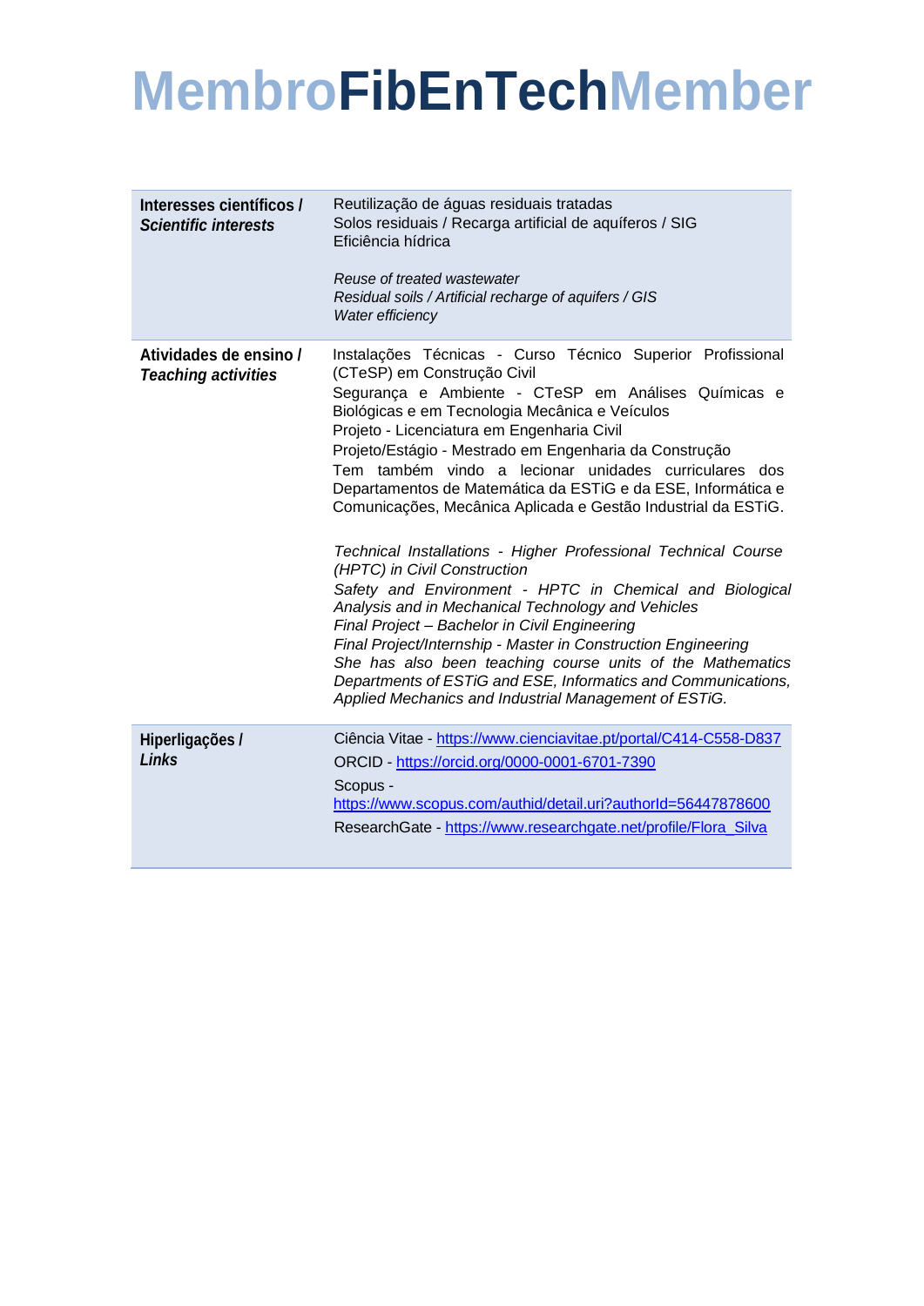# MembroFibEnTechMember

| | |
|---|---|
| **Interesses científicos /** ***Scientific interests*** | Reutilização de águas residuais tratadas<br>Solos residuais / Recarga artificial de aquíferos / SIG<br>Eficiência hídrica<br><br>*Reuse of treated wastewater*<br>*Residual soils / Artificial recharge of aquifers / GIS*<br>*Water efficiency* |
| **Atividades de ensino /** ***Teaching activities*** | Instalações Técnicas - Curso Técnico Superior Profissional (CTeSP) em Construção Civil<br>Segurança e Ambiente - CTeSP em Análises Químicas e Biológicas e em Tecnologia Mecânica e Veículos<br>Projeto - Licenciatura em Engenharia Civil<br>Projeto/Estágio - Mestrado em Engenharia da Construção<br>Tem também vindo a lecionar unidades curriculares dos Departamentos de Matemática da ESTiG e da ESE, Informática e Comunicações, Mecânica Aplicada e Gestão Industrial da ESTiG.<br><br>*Technical Installations - Higher Professional Technical Course (HPTC) in Civil Construction*<br>*Safety and Environment - HPTC in Chemical and Biological Analysis and in Mechanical Technology and Vehicles*<br>*Final Project – Bachelor in Civil Engineering*<br>*Final Project/Internship - Master in Construction Engineering*<br>*She has also been teaching course units of the Mathematics Departments of ESTiG and ESE, Informatics and Communications, Applied Mechanics and Industrial Management of ESTiG.* |
| **Hiperligações /** ***Links*** | Ciência Vitae - https://www.cienciavitae.pt/portal/C414-C558-D837<br>ORCID - https://orcid.org/0000-0001-6701-7390<br>Scopus - https://www.scopus.com/authid/detail.uri?authorId=56447878600<br>ResearchGate - https://www.researchgate.net/profile/Flora_Silva |